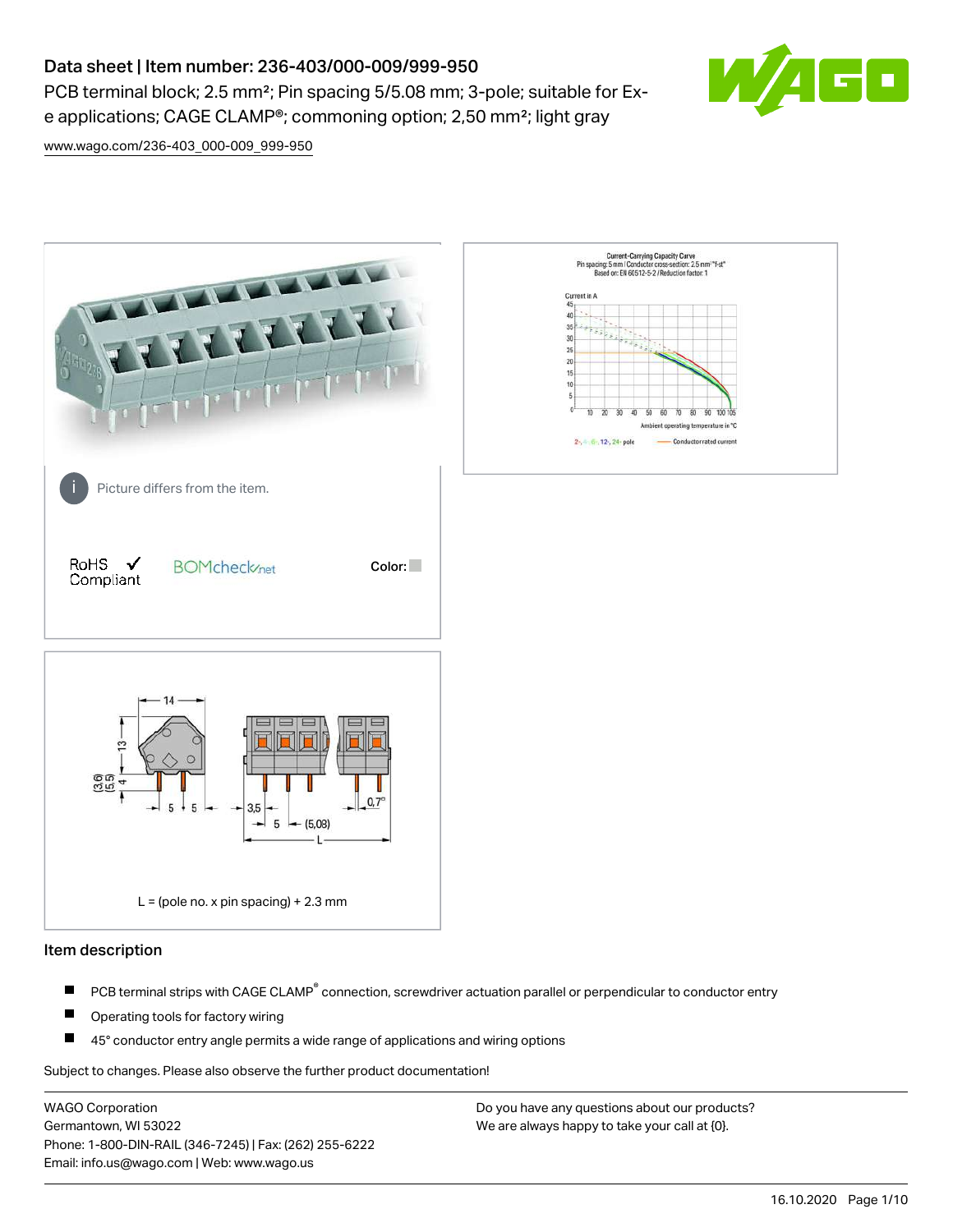# Data sheet | Item number: 236-403/000-009/999-950

PCB terminal block; 2.5 mm²; Pin spacing 5/5.08 mm; 3-pole; suitable for Ex-e applications; CAGE CLAMP®; commoning option; 2,50 mm²; light gray

www.wago.com/236-403_000-009_999-950

Picture differs from the item.

RoHS ✓ Compliant

BOMcheck.net

Color:

L = (pole no. x pin spacing) + 2.3 mm

## Item description

- PCB terminal strips with CAGE CLAMP® connection, screwdriver actuation parallel or perpendicular to conductor entry
- Operating tools for factory wiring
- 45° conductor entry angle permits a wide range of applications and wiring options

Subject to changes. Please also observe the further product documentation!

WAGO Corporation
Germantown, WI 53022
Phone: 1-800-DIN-RAIL (346-7245) | Fax: (262) 255-6222
Email: info.us@wago.com | Web: www.wago.us

Do you have any questions about our products?
We are always happy to take your call at {0}.

16.10.2020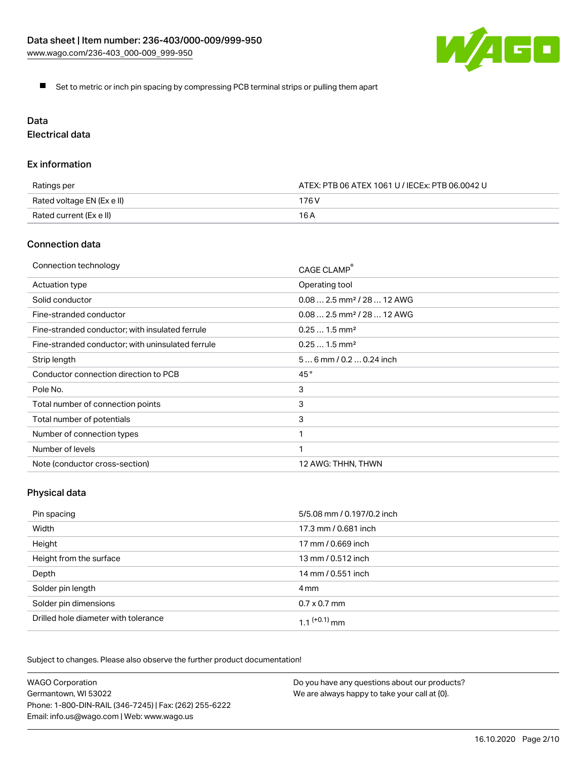- Set to metric or inch pin spacing by compressing PCB terminal strips or pulling them apart

## Data

### Electrical data

#### Ex information

| | |
|---|---|
| Ratings per | ATEX: PTB 06 ATEX 1061 U / IECEx: PTB 06.0042 U |
| Rated voltage EN (Ex e II) | 176 V |
| Rated current (Ex e II) | 16 A |

#### Connection data

| | |
|---|---|
| Connection technology | CAGE CLAMP® |
| Actuation type | Operating tool |
| Solid conductor | 0.08 … 2.5 mm² / 28 … 12 AWG |
| Fine-stranded conductor | 0.08 … 2.5 mm² / 28 … 12 AWG |
| Fine-stranded conductor; with insulated ferrule | 0.25 … 1.5 mm² |
| Fine-stranded conductor; with uninsulated ferrule | 0.25 … 1.5 mm² |
| Strip length | 5 … 6 mm / 0.2 … 0.24 inch |
| Conductor connection direction to PCB | 45 ° |
| Pole No. | 3 |
| Total number of connection points | 3 |
| Total number of potentials | 3 |
| Number of connection types | 1 |
| Number of levels | 1 |
| Note (conductor cross-section) | 12 AWG: THHN, THWN |

#### Physical data

| | |
|---|---|
| Pin spacing | 5/5.08 mm / 0.197/0.2 inch |
| Width | 17.3 mm / 0.681 inch |
| Height | 17 mm / 0.669 inch |
| Height from the surface | 13 mm / 0.512 inch |
| Depth | 14 mm / 0.551 inch |
| Solder pin length | 4 mm |
| Solder pin dimensions | 0.7 x 0.7 mm |
| Drilled hole diameter with tolerance | $1.1^{(+0.1)}$ mm |

Subject to changes. Please also observe the further product documentation!

WAGO Corporation
Germantown, WI 53022
Phone: 1-800-DIN-RAIL (346-7245) | Fax: (262) 255-6222
Email: info.us@wago.com | Web: www.wago.us

Do you have any questions about our products?
We are always happy to take your call at {0}.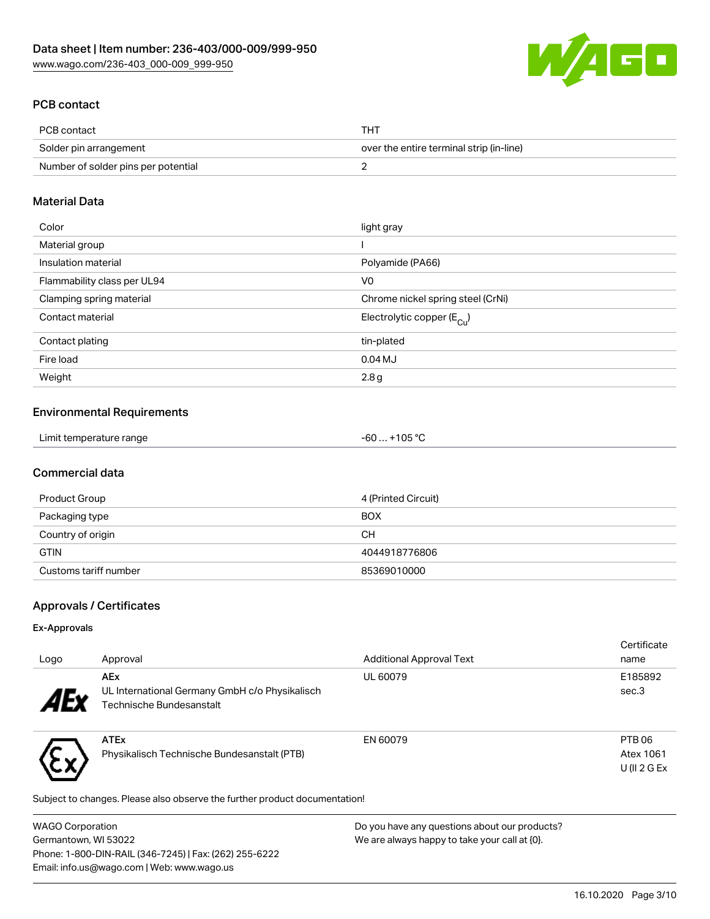## PCB contact

| PCB contact | THT |
| --- | --- |
| Solder pin arrangement | over the entire terminal strip (in-line) |
| Number of solder pins per potential | 2 |

## Material Data

| Color | light gray |
| --- | --- |
| Material group | I |
| Insulation material | Polyamide (PA66) |
| Flammability class per UL94 | V0 |
| Clamping spring material | Chrome nickel spring steel (CrNi) |
| Contact material | Electrolytic copper ($E_{Cu}$) |
| Contact plating | tin-plated |
| Fire load | 0.04 MJ |
| Weight | 2.8 g |

## Environmental Requirements

| Limit temperature range | -60 … +105 °C |
| --- | --- |

## Commercial data

| Product Group | 4 (Printed Circuit) |
| --- | --- |
| Packaging type | BOX |
| Country of origin | CH |
| GTIN | 4044918776806 |
| Customs tariff number | 85369010000 |

## Approvals / Certificates

### Ex-Approvals

| Logo | Approval | Additional Approval Text | Certificate name |
| --- | --- | --- | --- |
| AEx | **AEx** UL International Germany GmbH c/o Physikalisch Technische Bundesanstalt | UL 60079 | E185892 sec.3 |
| | **ATEx** Physikalisch Technische Bundesanstalt (PTB) | EN 60079 | PTB 06 Atex 1061 U (II 2 G Ex |

Subject to changes. Please also observe the further product documentation!

WAGO Corporation
Germantown, WI 53022
Phone: 1-800-DIN-RAIL (346-7245) | Fax: (262) 255-6222
Email: info.us@wago.com | Web: www.wago.us

Do you have any questions about our products?
We are always happy to take your call at {0}.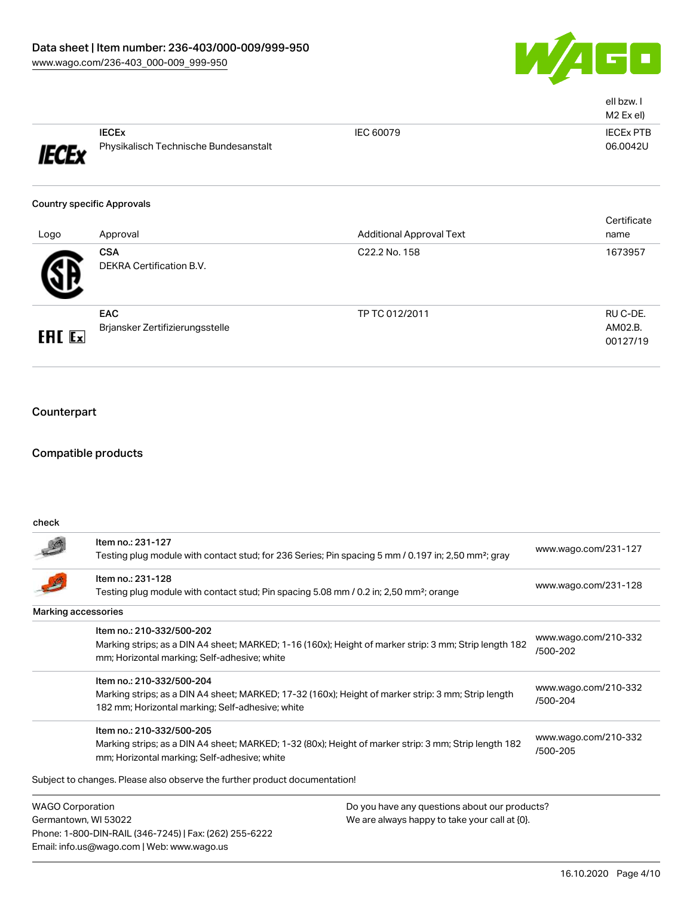| | | | ell bzw. I M2 Ex el) |
|---|---|---|---|
| | **IECEx** Physikalisch Technische Bundesanstalt | IEC 60079 | IECEx PTB 06.0042U |

### Country specific Approvals

| Logo | Approval | Additional Approval Text | Certificate name |
|---|---|---|---|
| | **CSA** DEKRA Certification B.V. | C22.2 No. 158 | 1673957 |
| | **EAC** Brjansker Zertifizierungsstelle | TP TC 012/2011 | RU C-DE. AM02.B. 00127/19 |

## Counterpart

## Compatible products

| check | | |
|---|---|---|
| | Item no.: 231-127 Testing plug module with contact stud; for 236 Series; Pin spacing 5 mm / 0.197 in; 2,50 mm²; gray | www.wago.com/231-127 |
| | Item no.: 231-128 Testing plug module with contact stud; Pin spacing 5.08 mm / 0.2 in; 2,50 mm²; orange | www.wago.com/231-128 |
| **Marking accessories** | | |
| | Item no.: 210-332/500-202 Marking strips; as a DIN A4 sheet; MARKED; 1-16 (160x); Height of marker strip: 3 mm; Strip length 182 mm; Horizontal marking; Self-adhesive; white | www.wago.com/210-332/500-202 |
| | Item no.: 210-332/500-204 Marking strips; as a DIN A4 sheet; MARKED; 17-32 (160x); Height of marker strip: 3 mm; Strip length 182 mm; Horizontal marking; Self-adhesive; white | www.wago.com/210-332/500-204 |
| | Item no.: 210-332/500-205 Marking strips; as a DIN A4 sheet; MARKED; 1-32 (80x); Height of marker strip: 3 mm; Strip length 182 mm; Horizontal marking; Self-adhesive; white | www.wago.com/210-332/500-205 |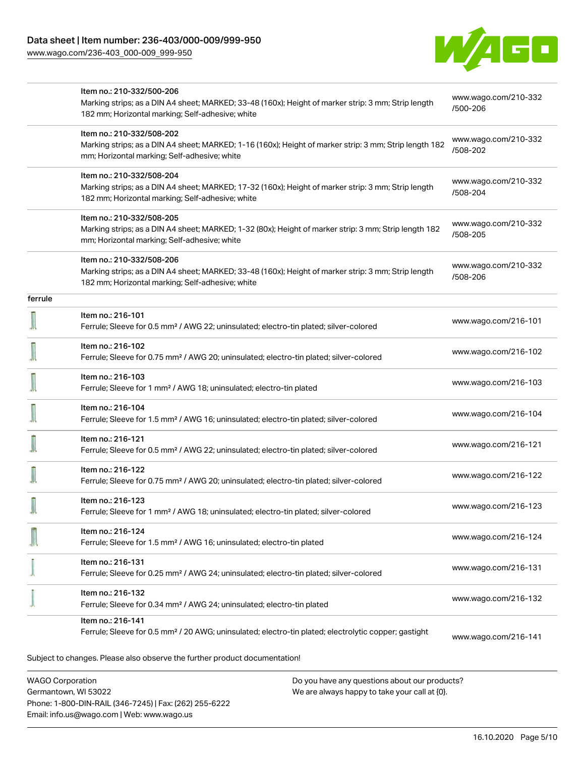| | | |
|---|---|---|
| | Item no.: 210-332/500-206<br>Marking strips; as a DIN A4 sheet; MARKED; 33-48 (160x); Height of marker strip: 3 mm; Strip length 182 mm; Horizontal marking; Self-adhesive; white | www.wago.com/210-332/500-206 |
| | Item no.: 210-332/508-202<br>Marking strips; as a DIN A4 sheet; MARKED; 1-16 (160x); Height of marker strip: 3 mm; Strip length 182 mm; Horizontal marking; Self-adhesive; white | www.wago.com/210-332/508-202 |
| | Item no.: 210-332/508-204<br>Marking strips; as a DIN A4 sheet; MARKED; 17-32 (160x); Height of marker strip: 3 mm; Strip length 182 mm; Horizontal marking; Self-adhesive; white | www.wago.com/210-332/508-204 |
| | Item no.: 210-332/508-205<br>Marking strips; as a DIN A4 sheet; MARKED; 1-32 (80x); Height of marker strip: 3 mm; Strip length 182 mm; Horizontal marking; Self-adhesive; white | www.wago.com/210-332/508-205 |
| | Item no.: 210-332/508-206<br>Marking strips; as a DIN A4 sheet; MARKED; 33-48 (160x); Height of marker strip: 3 mm; Strip length 182 mm; Horizontal marking; Self-adhesive; white | www.wago.com/210-332/508-206 |
| ferrule | | |
| | Item no.: 216-101<br>Ferrule; Sleeve for 0.5 mm² / AWG 22; uninsulated; electro-tin plated; silver-colored | www.wago.com/216-101 |
| | Item no.: 216-102<br>Ferrule; Sleeve for 0.75 mm² / AWG 20; uninsulated; electro-tin plated; silver-colored | www.wago.com/216-102 |
| | Item no.: 216-103<br>Ferrule; Sleeve for 1 mm² / AWG 18; uninsulated; electro-tin plated | www.wago.com/216-103 |
| | Item no.: 216-104<br>Ferrule; Sleeve for 1.5 mm² / AWG 16; uninsulated; electro-tin plated; silver-colored | www.wago.com/216-104 |
| | Item no.: 216-121<br>Ferrule; Sleeve for 0.5 mm² / AWG 22; uninsulated; electro-tin plated; silver-colored | www.wago.com/216-121 |
| | Item no.: 216-122<br>Ferrule; Sleeve for 0.75 mm² / AWG 20; uninsulated; electro-tin plated; silver-colored | www.wago.com/216-122 |
| | Item no.: 216-123<br>Ferrule; Sleeve for 1 mm² / AWG 18; uninsulated; electro-tin plated; silver-colored | www.wago.com/216-123 |
| | Item no.: 216-124<br>Ferrule; Sleeve for 1.5 mm² / AWG 16; uninsulated; electro-tin plated | www.wago.com/216-124 |
| | Item no.: 216-131<br>Ferrule; Sleeve for 0.25 mm² / AWG 24; uninsulated; electro-tin plated; silver-colored | www.wago.com/216-131 |
| | Item no.: 216-132<br>Ferrule; Sleeve for 0.34 mm² / AWG 24; uninsulated; electro-tin plated | www.wago.com/216-132 |
| | Item no.: 216-141<br>Ferrule; Sleeve for 0.5 mm² / 20 AWG; uninsulated; electro-tin plated; electrolytic copper; gastight | www.wago.com/216-141 |

Subject to changes. Please also observe the further product documentation!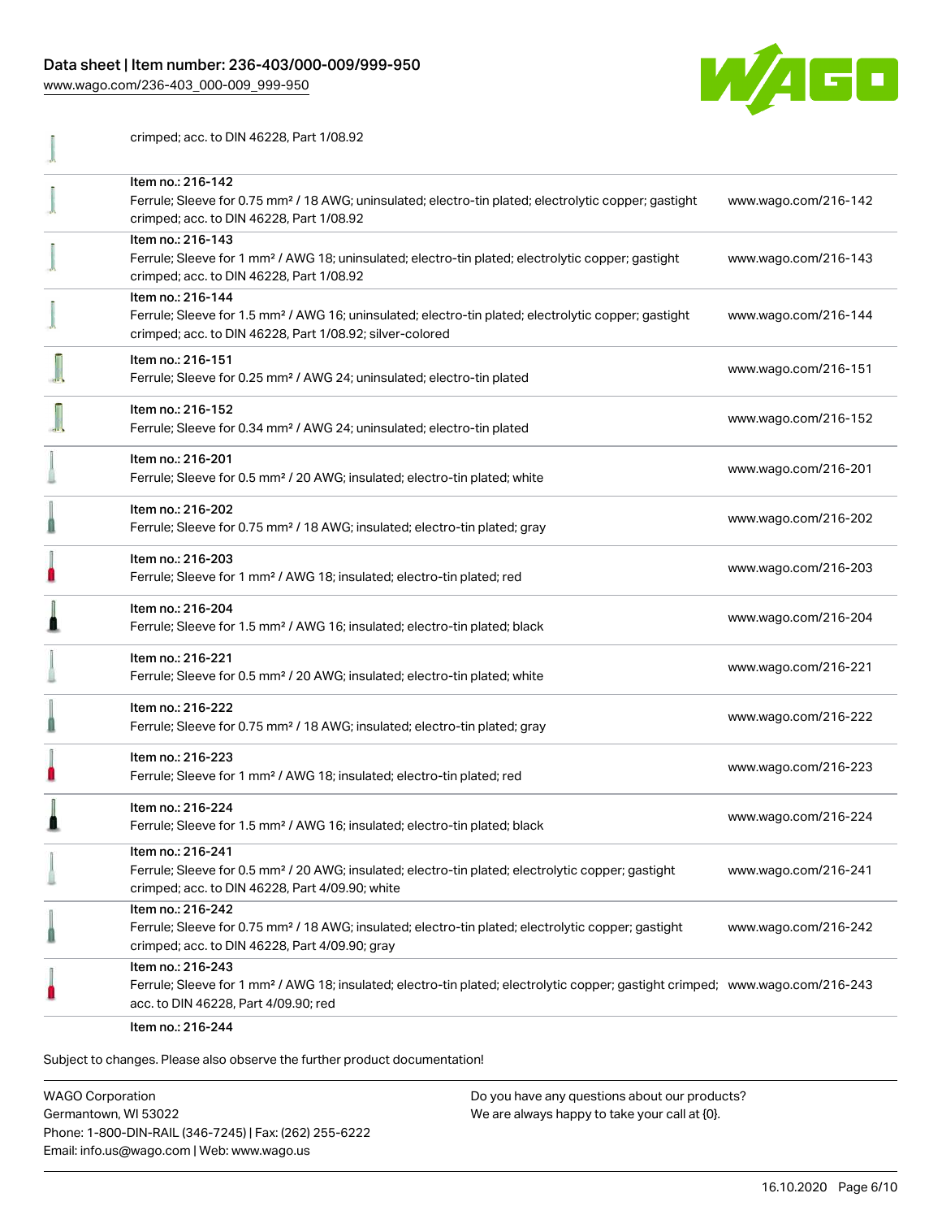| | | |
|---|---|---|
| | crimped; acc. to DIN 46228, Part 1/08.92 | |
| | Item no.: 216-142<br>Ferrule; Sleeve for 0.75 mm² / 18 AWG; uninsulated; electro-tin plated; electrolytic copper; gastight crimped; acc. to DIN 46228, Part 1/08.92 | www.wago.com/216-142 |
| | Item no.: 216-143<br>Ferrule; Sleeve for 1 mm² / AWG 18; uninsulated; electro-tin plated; electrolytic copper; gastight crimped; acc. to DIN 46228, Part 1/08.92 | www.wago.com/216-143 |
| | Item no.: 216-144<br>Ferrule; Sleeve for 1.5 mm² / AWG 16; uninsulated; electro-tin plated; electrolytic copper; gastight crimped; acc. to DIN 46228, Part 1/08.92; silver-colored | www.wago.com/216-144 |
| | Item no.: 216-151<br>Ferrule; Sleeve for 0.25 mm² / AWG 24; uninsulated; electro-tin plated | www.wago.com/216-151 |
| | Item no.: 216-152<br>Ferrule; Sleeve for 0.34 mm² / AWG 24; uninsulated; electro-tin plated | www.wago.com/216-152 |
| | Item no.: 216-201<br>Ferrule; Sleeve for 0.5 mm² / 20 AWG; insulated; electro-tin plated; white | www.wago.com/216-201 |
| | Item no.: 216-202<br>Ferrule; Sleeve for 0.75 mm² / 18 AWG; insulated; electro-tin plated; gray | www.wago.com/216-202 |
| | Item no.: 216-203<br>Ferrule; Sleeve for 1 mm² / AWG 18; insulated; electro-tin plated; red | www.wago.com/216-203 |
| | Item no.: 216-204<br>Ferrule; Sleeve for 1.5 mm² / AWG 16; insulated; electro-tin plated; black | www.wago.com/216-204 |
| | Item no.: 216-221<br>Ferrule; Sleeve for 0.5 mm² / 20 AWG; insulated; electro-tin plated; white | www.wago.com/216-221 |
| | Item no.: 216-222<br>Ferrule; Sleeve for 0.75 mm² / 18 AWG; insulated; electro-tin plated; gray | www.wago.com/216-222 |
| | Item no.: 216-223<br>Ferrule; Sleeve for 1 mm² / AWG 18; insulated; electro-tin plated; red | www.wago.com/216-223 |
| | Item no.: 216-224<br>Ferrule; Sleeve for 1.5 mm² / AWG 16; insulated; electro-tin plated; black | www.wago.com/216-224 |
| | Item no.: 216-241<br>Ferrule; Sleeve for 0.5 mm² / 20 AWG; insulated; electro-tin plated; electrolytic copper; gastight crimped; acc. to DIN 46228, Part 4/09.90; white | www.wago.com/216-241 |
| | Item no.: 216-242<br>Ferrule; Sleeve for 0.75 mm² / 18 AWG; insulated; electro-tin plated; electrolytic copper; gastight crimped; acc. to DIN 46228, Part 4/09.90; gray | www.wago.com/216-242 |
| | Item no.: 216-243<br>Ferrule; Sleeve for 1 mm² / AWG 18; insulated; electro-tin plated; electrolytic copper; gastight crimped; acc. to DIN 46228, Part 4/09.90; red | www.wago.com/216-243 |
| | Item no.: 216-244 | |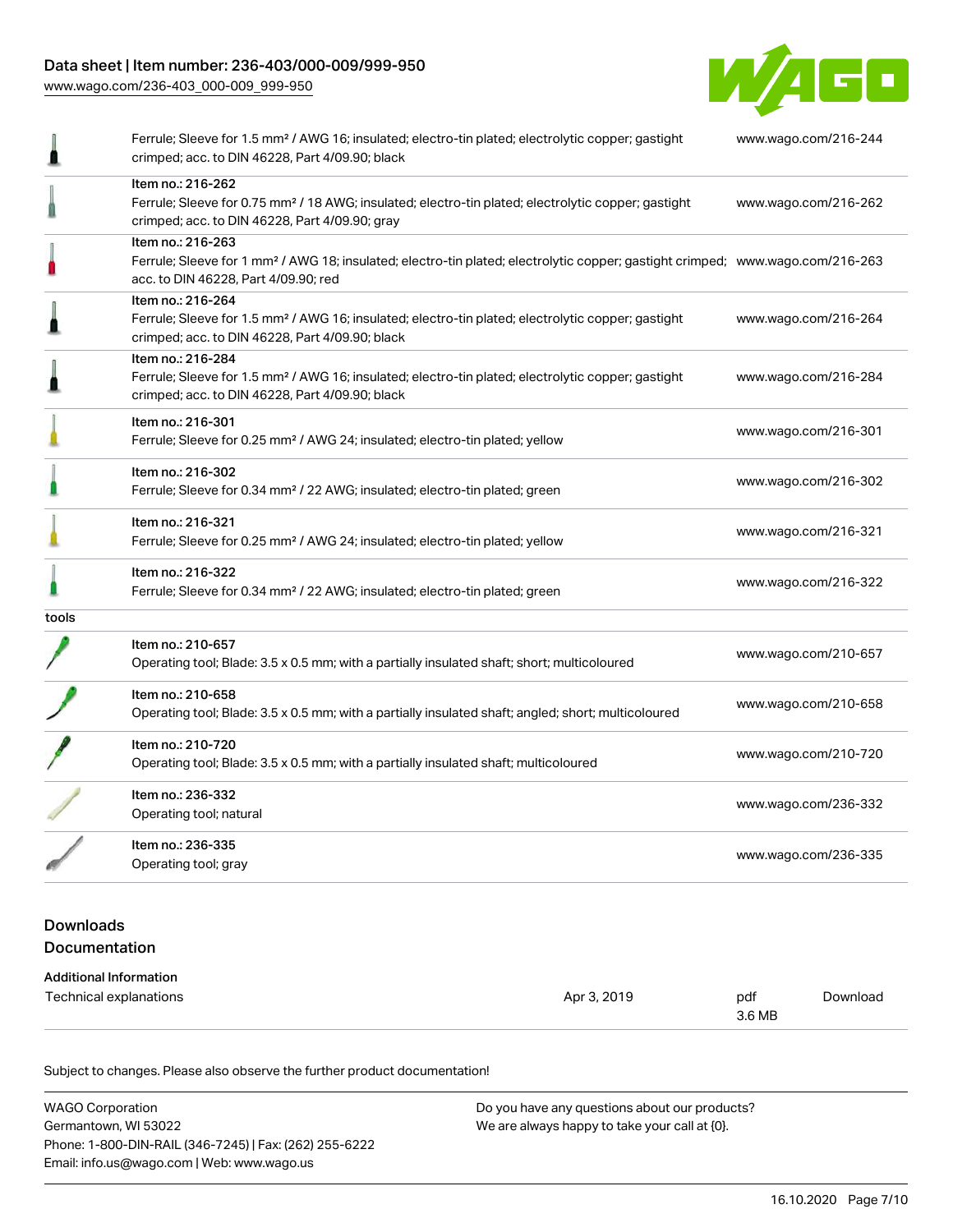| | | |
|---|---|---|
| | Ferrule; Sleeve for 1.5 mm² / AWG 16; insulated; electro-tin plated; electrolytic copper; gastight crimped; acc. to DIN 46228, Part 4/09.90; black | www.wago.com/216-244 |
| | Item no.: 216-262<br>Ferrule; Sleeve for 0.75 mm² / 18 AWG; insulated; electro-tin plated; electrolytic copper; gastight crimped; acc. to DIN 46228, Part 4/09.90; gray | www.wago.com/216-262 |
| | Item no.: 216-263<br>Ferrule; Sleeve for 1 mm² / AWG 18; insulated; electro-tin plated; electrolytic copper; gastight crimped; acc. to DIN 46228, Part 4/09.90; red | www.wago.com/216-263 |
| | Item no.: 216-264<br>Ferrule; Sleeve for 1.5 mm² / AWG 16; insulated; electro-tin plated; electrolytic copper; gastight crimped; acc. to DIN 46228, Part 4/09.90; black | www.wago.com/216-264 |
| | Item no.: 216-284<br>Ferrule; Sleeve for 1.5 mm² / AWG 16; insulated; electro-tin plated; electrolytic copper; gastight crimped; acc. to DIN 46228, Part 4/09.90; black | www.wago.com/216-284 |
| | Item no.: 216-301<br>Ferrule; Sleeve for 0.25 mm² / AWG 24; insulated; electro-tin plated; yellow | www.wago.com/216-301 |
| | Item no.: 216-302<br>Ferrule; Sleeve for 0.34 mm² / 22 AWG; insulated; electro-tin plated; green | www.wago.com/216-302 |
| | Item no.: 216-321<br>Ferrule; Sleeve for 0.25 mm² / AWG 24; insulated; electro-tin plated; yellow | www.wago.com/216-321 |
| | Item no.: 216-322<br>Ferrule; Sleeve for 0.34 mm² / 22 AWG; insulated; electro-tin plated; green | www.wago.com/216-322 |
| tools | | |
| | Item no.: 210-657<br>Operating tool; Blade: 3.5 x 0.5 mm; with a partially insulated shaft; short; multicoloured | www.wago.com/210-657 |
| | Item no.: 210-658<br>Operating tool; Blade: 3.5 x 0.5 mm; with a partially insulated shaft; angled; short; multicoloured | www.wago.com/210-658 |
| | Item no.: 210-720<br>Operating tool; Blade: 3.5 x 0.5 mm; with a partially insulated shaft; multicoloured | www.wago.com/210-720 |
| | Item no.: 236-332<br>Operating tool; natural | www.wago.com/236-332 |
| | Item no.: 236-335<br>Operating tool; gray | www.wago.com/236-335 |

## Downloads

## Documentation

**Additional Information**

| | | | |
|---|---|---|---|
| Technical explanations | Apr 3, 2019 | pdf<br>3.6 MB | Download |

Subject to changes. Please also observe the further product documentation!

WAGO Corporation
Germantown, WI 53022
Phone: 1-800-DIN-RAIL (346-7245) | Fax: (262) 255-6222
Email: info.us@wago.com | Web: www.wago.us

Do you have any questions about our products?
We are always happy to take your call at {0}.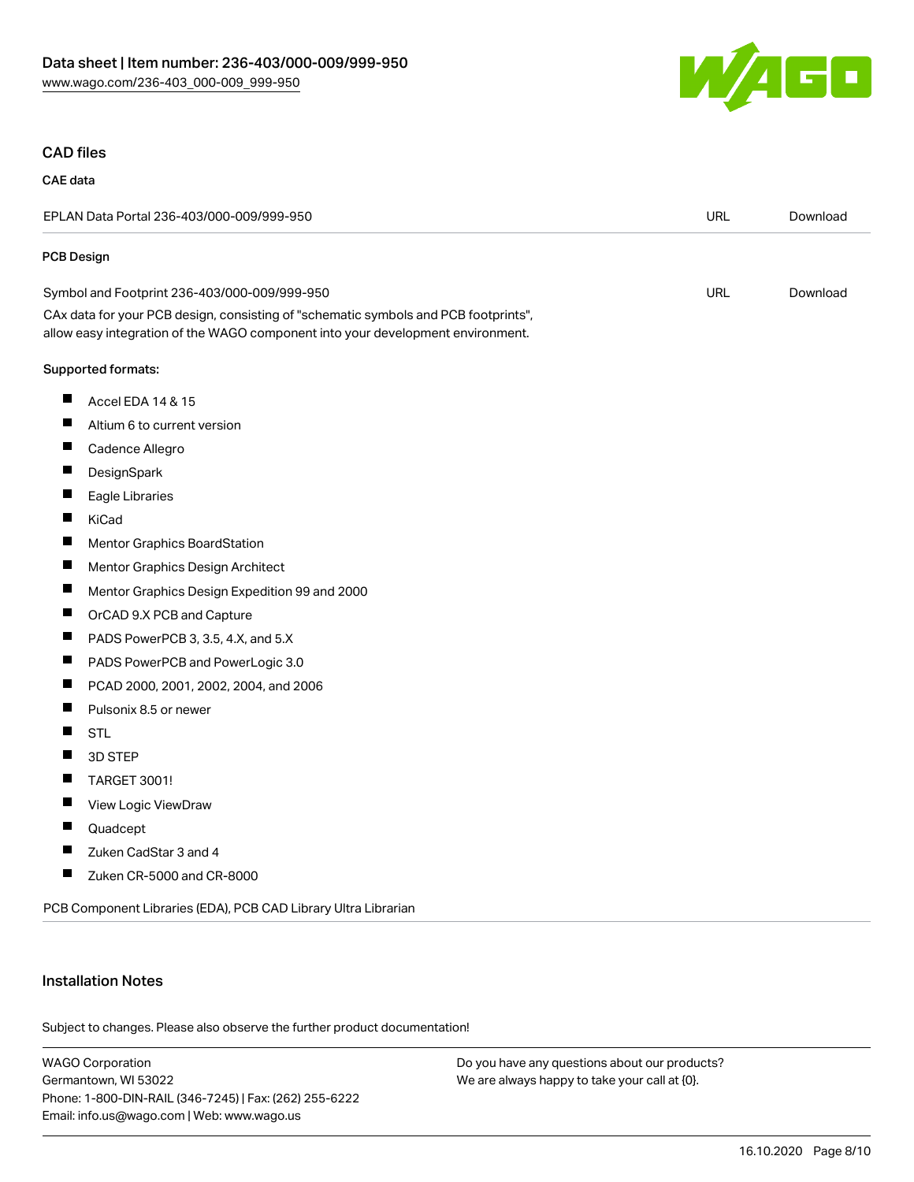## CAD files

### CAE data

| EPLAN Data Portal 236-403/000-009/999-950 | URL | Download |
|---|---|---|

### PCB Design

| Symbol and Footprint 236-403/000-009/999-950 | URL | Download |
|---|---|---|

CAx data for your PCB design, consisting of "schematic symbols and PCB footprints", allow easy integration of the WAGO component into your development environment.

Supported formats:

- Accel EDA 14 & 15
- Altium 6 to current version
- Cadence Allegro
- DesignSpark
- Eagle Libraries
- KiCad
- Mentor Graphics BoardStation
- Mentor Graphics Design Architect
- Mentor Graphics Design Expedition 99 and 2000
- OrCAD 9.X PCB and Capture
- PADS PowerPCB 3, 3.5, 4.X, and 5.X
- PADS PowerPCB and PowerLogic 3.0
- PCAD 2000, 2001, 2002, 2004, and 2006
- Pulsonix 8.5 or newer
- STL
- 3D STEP
- TARGET 3001!
- View Logic ViewDraw
- Quadcept
- Zuken CadStar 3 and 4
- Zuken CR-5000 and CR-8000

PCB Component Libraries (EDA), PCB CAD Library Ultra Librarian

## Installation Notes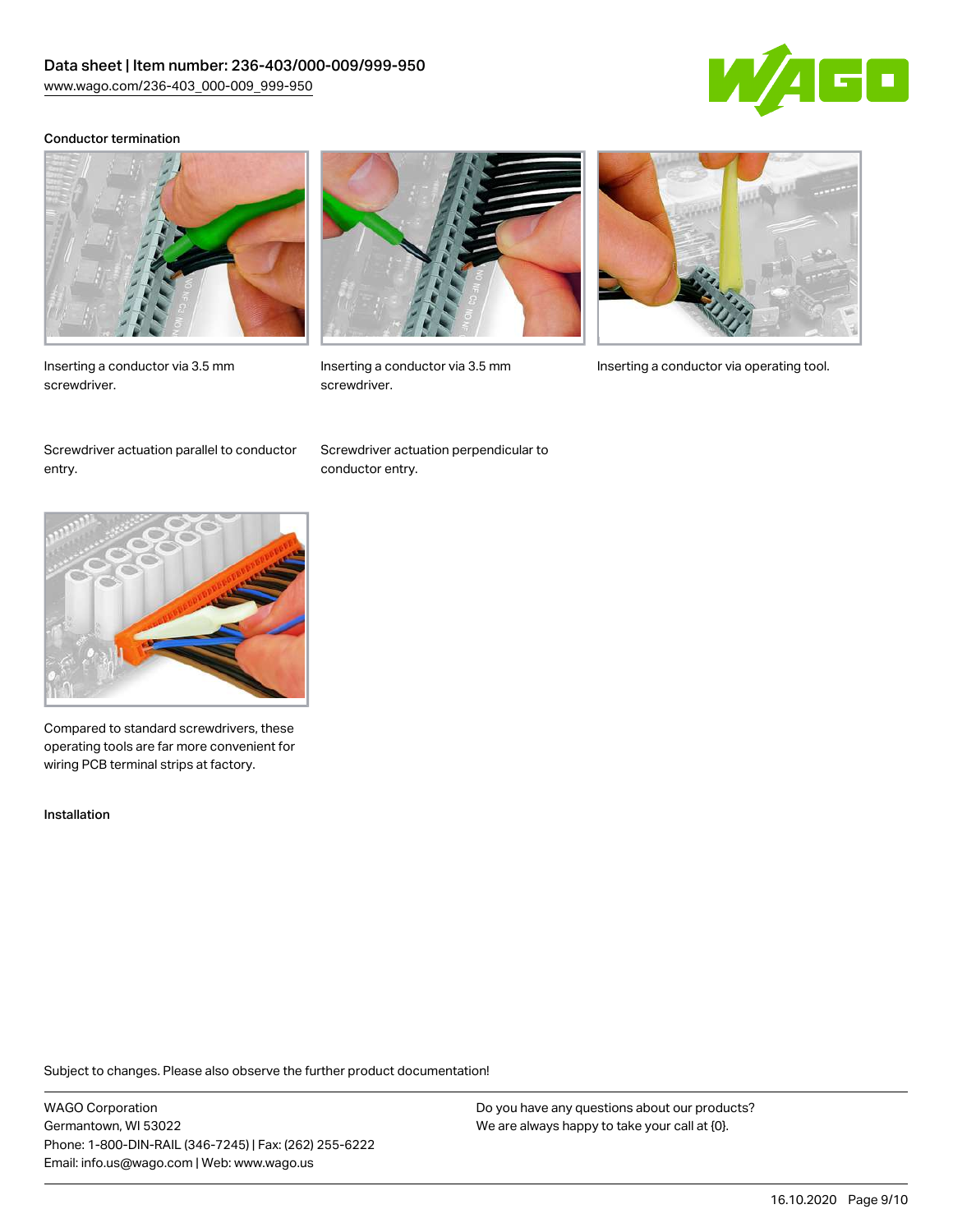Conductor termination

Inserting a conductor via 3.5 mm screwdriver.

Inserting a conductor via 3.5 mm screwdriver.

Inserting a conductor via operating tool.

Screwdriver actuation parallel to conductor entry.

Screwdriver actuation perpendicular to conductor entry.

Compared to standard screwdrivers, these operating tools are far more convenient for wiring PCB terminal strips at factory.

Installation

Subject to changes. Please also observe the further product documentation!

WAGO Corporation
Germantown, WI 53022
Phone: 1-800-DIN-RAIL (346-7245) | Fax: (262) 255-6222
Email: info.us@wago.com | Web: www.wago.us

Do you have any questions about our products?
We are always happy to take your call at {0}.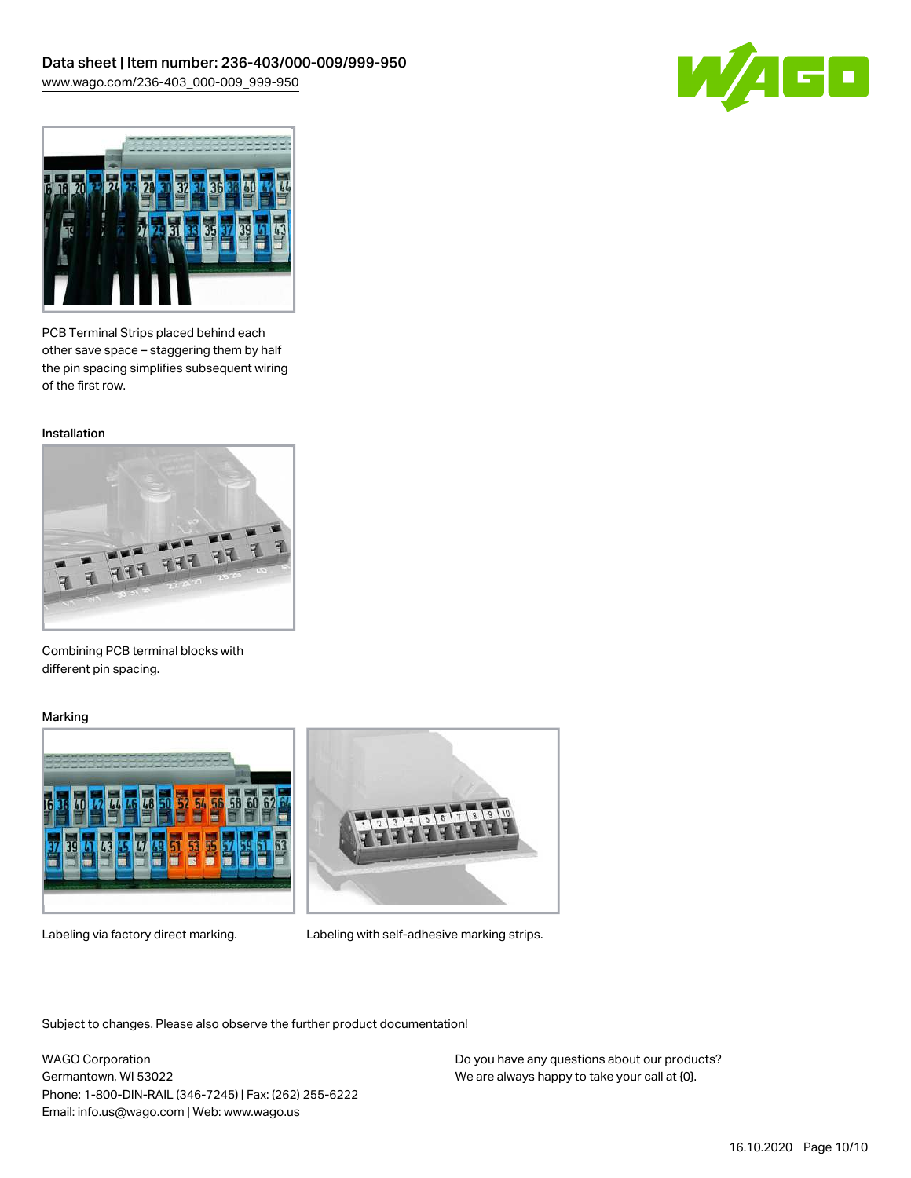PCB Terminal Strips placed behind each other save space – staggering them by half the pin spacing simplifies subsequent wiring of the first row.

### Installation

Combining PCB terminal blocks with different pin spacing.

### Marking

Labeling via factory direct marking.

Labeling with self-adhesive marking strips.

Subject to changes. Please also observe the further product documentation!

WAGO Corporation
Germantown, WI 53022
Phone: 1-800-DIN-RAIL (346-7245) | Fax: (262) 255-6222
Email: info.us@wago.com | Web: www.wago.us

Do you have any questions about our products?
We are always happy to take your call at {0}.